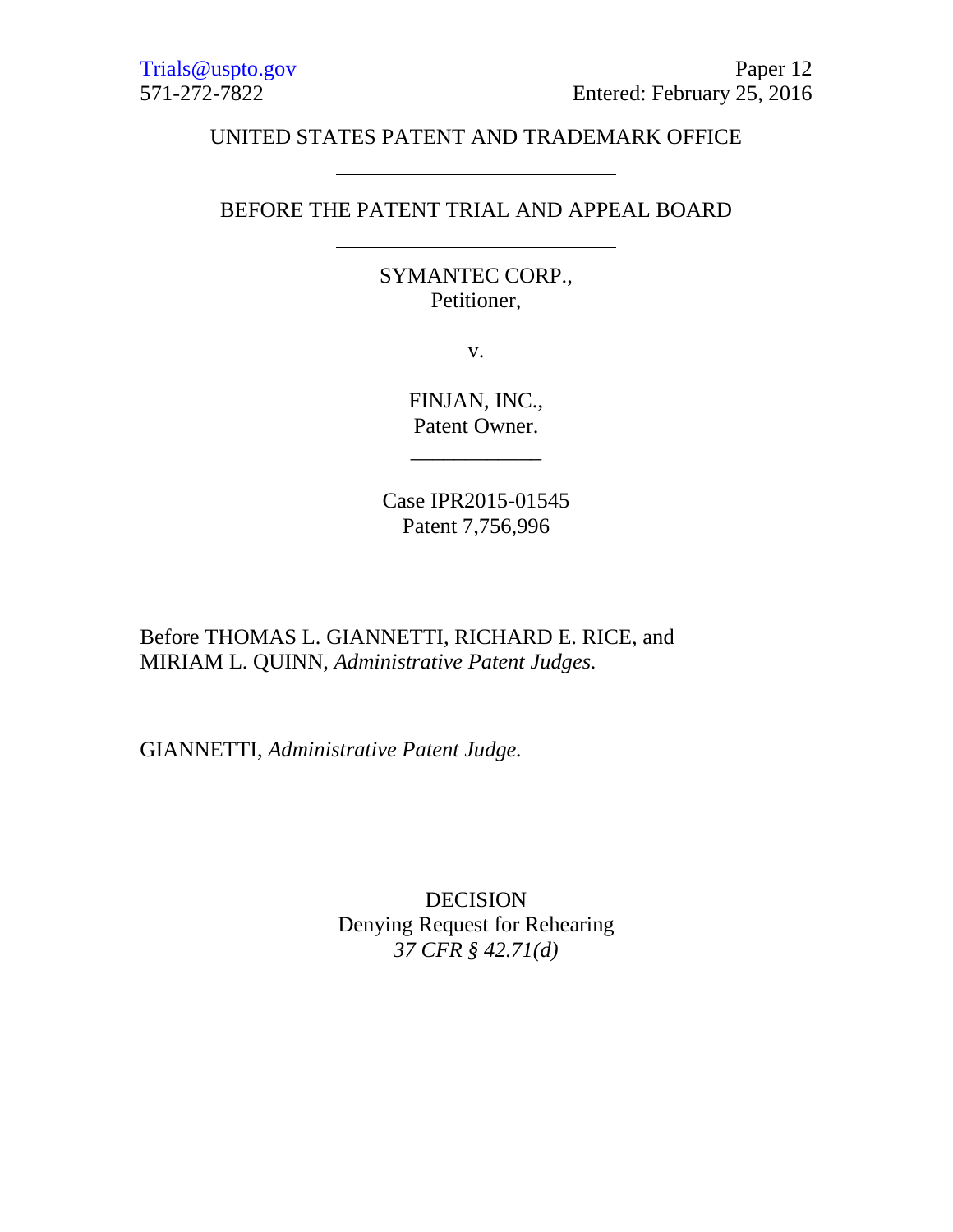Trials@uspto.gov
571-272-7822

Paper 12
Entered: February 25, 2016

UNITED STATES PATENT AND TRADEMARK OFFICE

---

BEFORE THE PATENT TRIAL AND APPEAL BOARD

---

SYMANTEC CORP.,
Petitioner,

v.

FINJAN, INC.,
Patent Owner.

---

Case IPR2015-01545
Patent 7,756,996

---

Before THOMAS L. GIANNETTI, RICHARD E. RICE, and MIRIAM L. QUINN, *Administrative Patent Judges.*

GIANNETTI, *Administrative Patent Judge.*

DECISION
Denying Request for Rehearing
*37 CFR § 42.71(d)*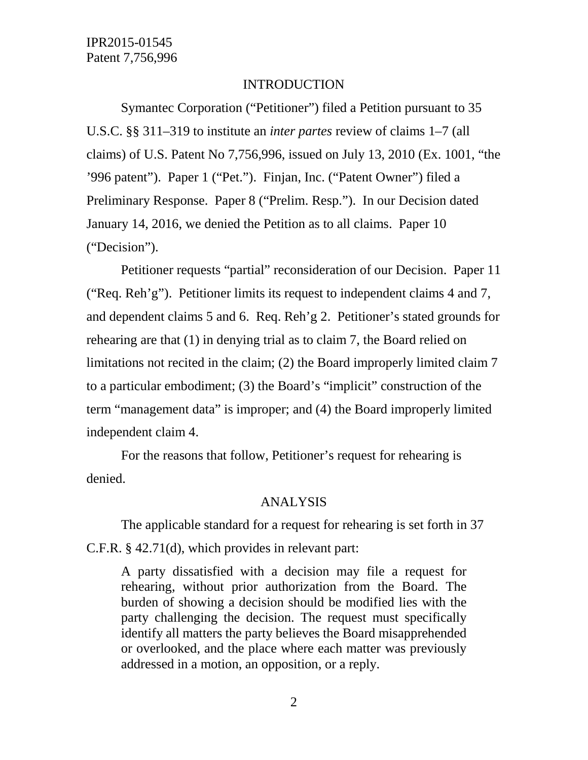## INTRODUCTION

Symantec Corporation ("Petitioner") filed a Petition pursuant to 35 U.S.C. §§ 311–319 to institute an *inter partes* review of claims 1–7 (all claims) of U.S. Patent No 7,756,996, issued on July 13, 2010 (Ex. 1001, "the '996 patent"). Paper 1 ("Pet."). Finjan, Inc. ("Patent Owner") filed a Preliminary Response. Paper 8 ("Prelim. Resp."). In our Decision dated January 14, 2016, we denied the Petition as to all claims. Paper 10 ("Decision").

Petitioner requests "partial" reconsideration of our Decision. Paper 11 ("Req. Reh'g"). Petitioner limits its request to independent claims 4 and 7, and dependent claims 5 and 6. Req. Reh'g 2. Petitioner's stated grounds for rehearing are that (1) in denying trial as to claim 7, the Board relied on limitations not recited in the claim; (2) the Board improperly limited claim 7 to a particular embodiment; (3) the Board's "implicit" construction of the term "management data" is improper; and (4) the Board improperly limited independent claim 4.

For the reasons that follow, Petitioner's request for rehearing is denied.

## ANALYSIS

The applicable standard for a request for rehearing is set forth in 37 C.F.R. § 42.71(d), which provides in relevant part:

> A party dissatisfied with a decision may file a request for rehearing, without prior authorization from the Board. The burden of showing a decision should be modified lies with the party challenging the decision. The request must specifically identify all matters the party believes the Board misapprehended or overlooked, and the place where each matter was previously addressed in a motion, an opposition, or a reply.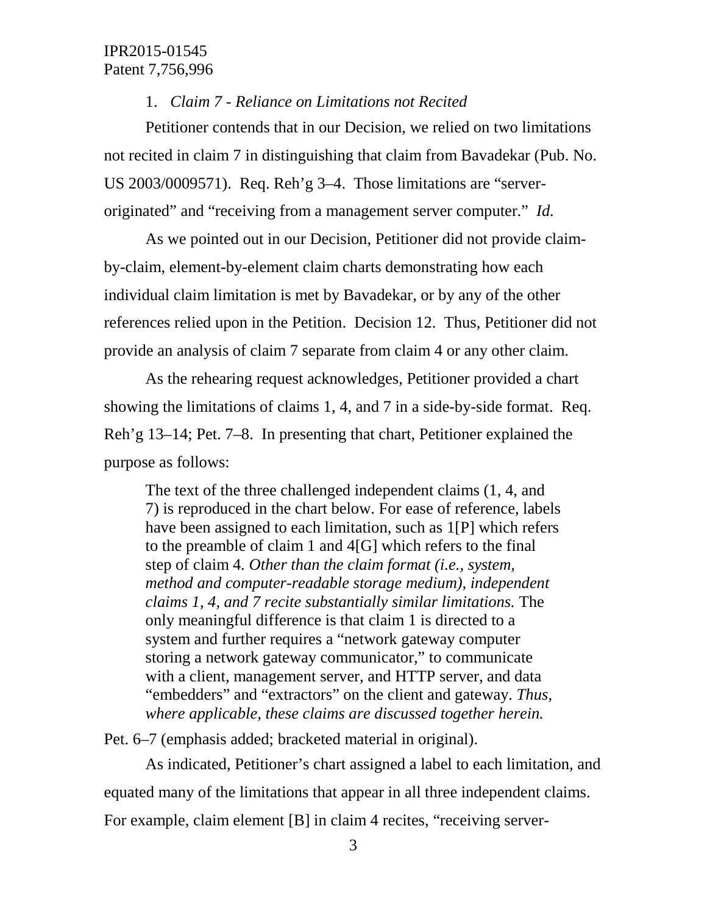1. *Claim 7 - Reliance on Limitations not Recited*

Petitioner contends that in our Decision, we relied on two limitations not recited in claim 7 in distinguishing that claim from Bavadekar (Pub. No. US 2003/0009571). Req. Reh'g 3–4. Those limitations are "server-originated" and "receiving from a management server computer." *Id.*

As we pointed out in our Decision, Petitioner did not provide claim-by-claim, element-by-element claim charts demonstrating how each individual claim limitation is met by Bavadekar, or by any of the other references relied upon in the Petition. Decision 12. Thus, Petitioner did not provide an analysis of claim 7 separate from claim 4 or any other claim.

As the rehearing request acknowledges, Petitioner provided a chart showing the limitations of claims 1, 4, and 7 in a side-by-side format. Req. Reh'g 13–14; Pet. 7–8. In presenting that chart, Petitioner explained the purpose as follows:

> The text of the three challenged independent claims (1, 4, and 7) is reproduced in the chart below. For ease of reference, labels have been assigned to each limitation, such as 1[P] which refers to the preamble of claim 1 and 4[G] which refers to the final step of claim 4. *Other than the claim format (i.e., system, method and computer-readable storage medium), independent claims 1, 4, and 7 recite substantially similar limitations.* The only meaningful difference is that claim 1 is directed to a system and further requires a "network gateway computer storing a network gateway communicator," to communicate with a client, management server, and HTTP server, and data "embedders" and "extractors" on the client and gateway. *Thus, where applicable, these claims are discussed together herein.*

Pet. 6–7 (emphasis added; bracketed material in original).

As indicated, Petitioner's chart assigned a label to each limitation, and equated many of the limitations that appear in all three independent claims. For example, claim element [B] in claim 4 recites, "receiving server-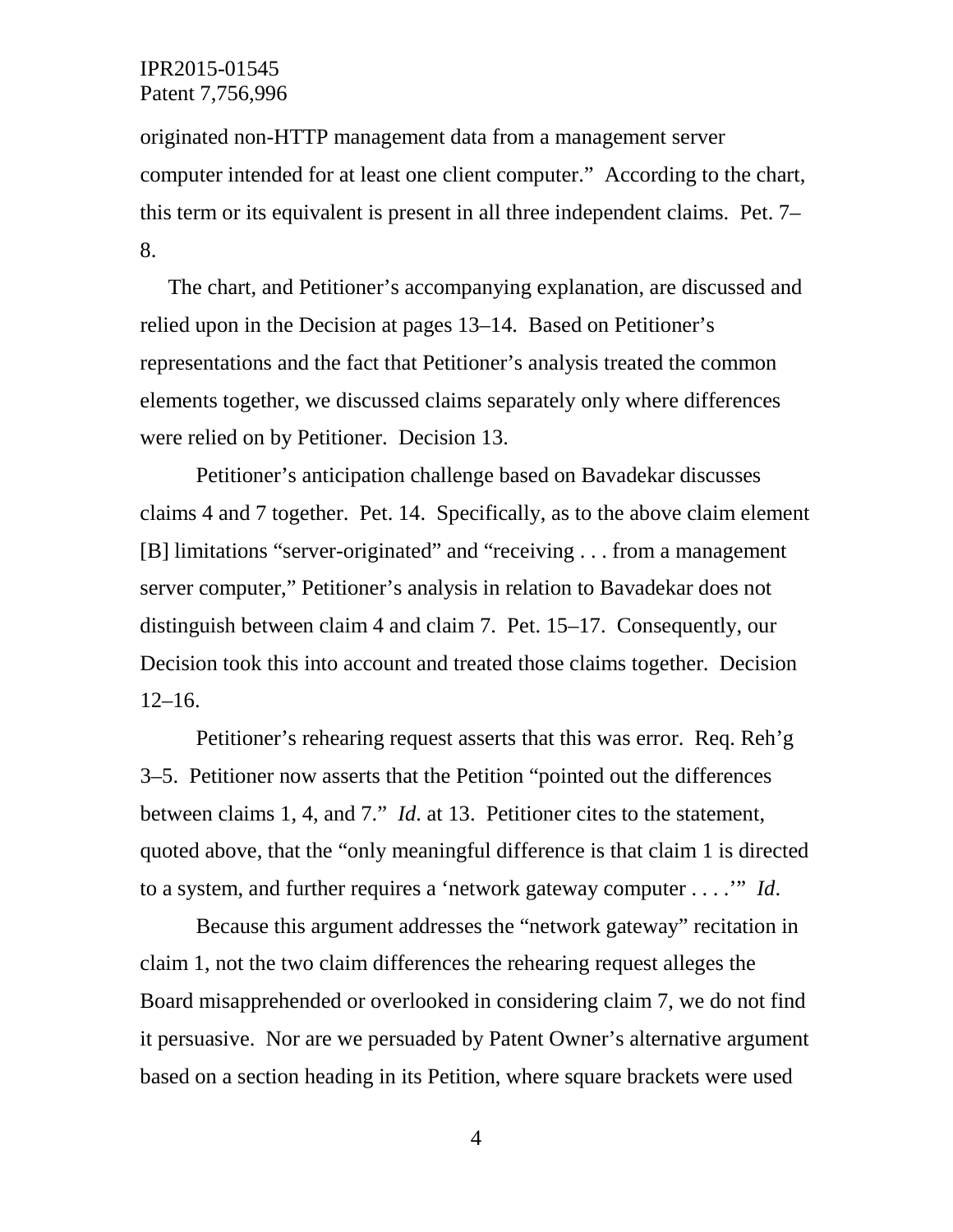originated non-HTTP management data from a management server computer intended for at least one client computer." According to the chart, this term or its equivalent is present in all three independent claims. Pet. 7–8.

The chart, and Petitioner's accompanying explanation, are discussed and relied upon in the Decision at pages 13–14. Based on Petitioner's representations and the fact that Petitioner's analysis treated the common elements together, we discussed claims separately only where differences were relied on by Petitioner. Decision 13.

Petitioner's anticipation challenge based on Bavadekar discusses claims 4 and 7 together. Pet. 14. Specifically, as to the above claim element [B] limitations "server-originated" and "receiving . . . from a management server computer," Petitioner's analysis in relation to Bavadekar does not distinguish between claim 4 and claim 7. Pet. 15–17. Consequently, our Decision took this into account and treated those claims together. Decision 12–16.

Petitioner's rehearing request asserts that this was error. Req. Reh'g 3–5. Petitioner now asserts that the Petition "pointed out the differences between claims 1, 4, and 7." *Id*. at 13. Petitioner cites to the statement, quoted above, that the "only meaningful difference is that claim 1 is directed to a system, and further requires a 'network gateway computer . . . .'" *Id*.

Because this argument addresses the "network gateway" recitation in claim 1, not the two claim differences the rehearing request alleges the Board misapprehended or overlooked in considering claim 7, we do not find it persuasive. Nor are we persuaded by Patent Owner's alternative argument based on a section heading in its Petition, where square brackets were used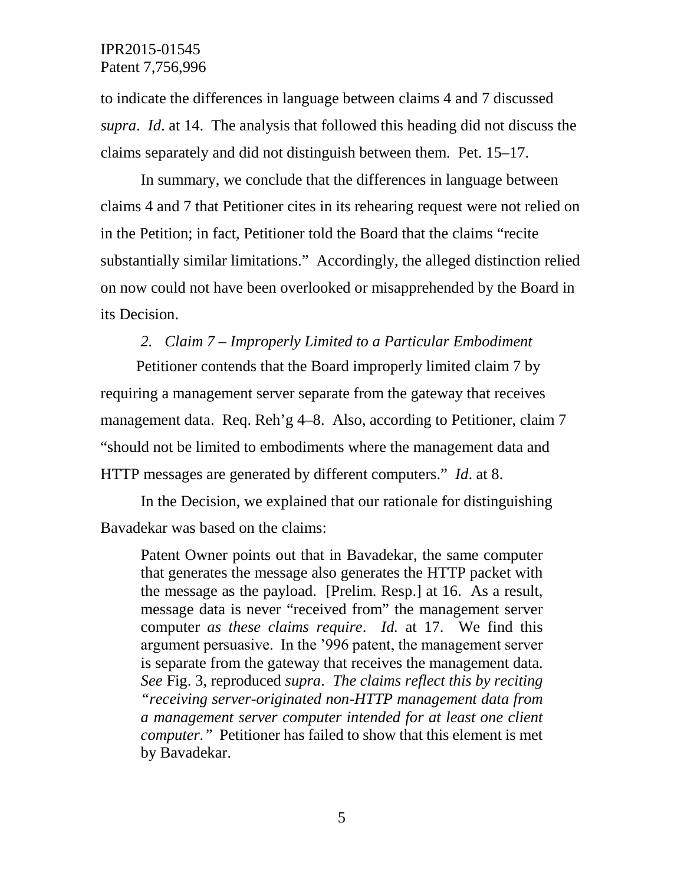to indicate the differences in language between claims 4 and 7 discussed *supra*. *Id*. at 14. The analysis that followed this heading did not discuss the claims separately and did not distinguish between them. Pet. 15–17.

In summary, we conclude that the differences in language between claims 4 and 7 that Petitioner cites in its rehearing request were not relied on in the Petition; in fact, Petitioner told the Board that the claims "recite substantially similar limitations." Accordingly, the alleged distinction relied on now could not have been overlooked or misapprehended by the Board in its Decision.

*2. Claim 7 – Improperly Limited to a Particular Embodiment*

Petitioner contends that the Board improperly limited claim 7 by requiring a management server separate from the gateway that receives management data. Req. Reh'g 4–8. Also, according to Petitioner, claim 7 "should not be limited to embodiments where the management data and HTTP messages are generated by different computers." *Id*. at 8.

In the Decision, we explained that our rationale for distinguishing Bavadekar was based on the claims:

> Patent Owner points out that in Bavadekar, the same computer that generates the message also generates the HTTP packet with the message as the payload. [Prelim. Resp.] at 16. As a result, message data is never "received from" the management server computer *as these claims require*. *Id.* at 17. We find this argument persuasive. In the '996 patent, the management server is separate from the gateway that receives the management data. *See* Fig. 3, reproduced *supra*. *The claims reflect this by reciting "receiving server-originated non-HTTP management data from a management server computer intended for at least one client computer."* Petitioner has failed to show that this element is met by Bavadekar.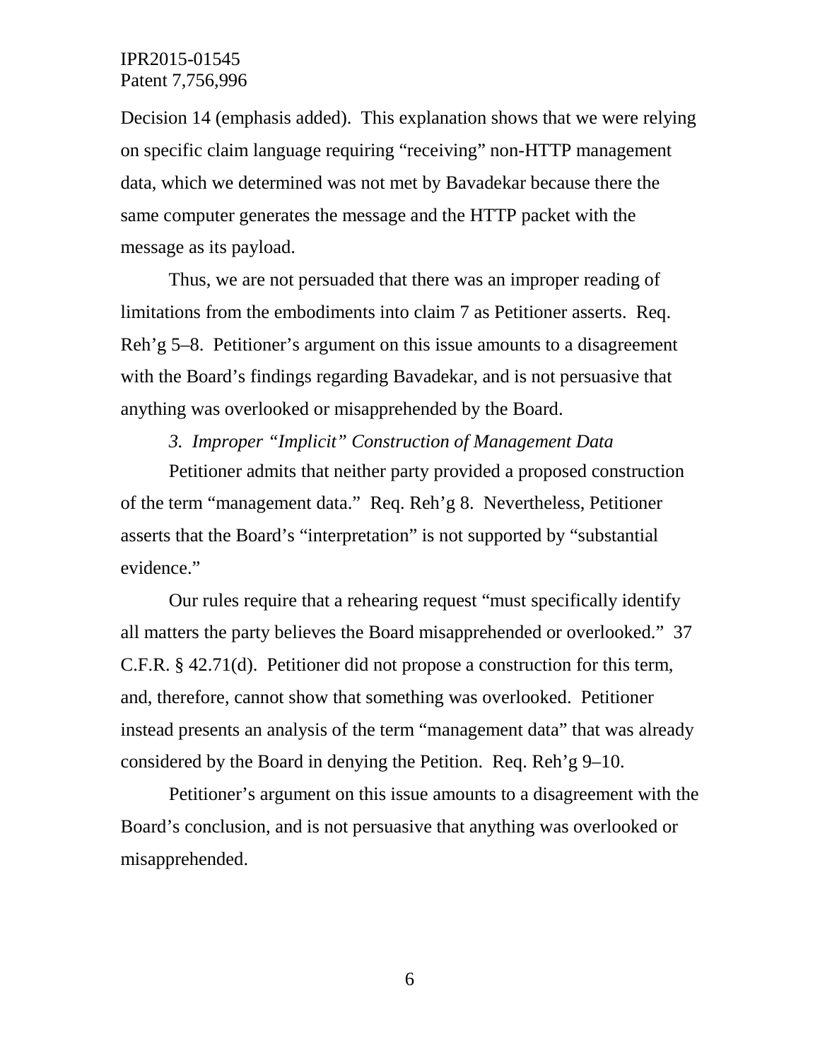Decision 14 (emphasis added). This explanation shows that we were relying on specific claim language requiring "receiving" non-HTTP management data, which we determined was not met by Bavadekar because there the same computer generates the message and the HTTP packet with the message as its payload.

Thus, we are not persuaded that there was an improper reading of limitations from the embodiments into claim 7 as Petitioner asserts. Req. Reh'g 5–8. Petitioner's argument on this issue amounts to a disagreement with the Board's findings regarding Bavadekar, and is not persuasive that anything was overlooked or misapprehended by the Board.

*3. Improper "Implicit" Construction of Management Data*

Petitioner admits that neither party provided a proposed construction of the term "management data." Req. Reh'g 8. Nevertheless, Petitioner asserts that the Board's "interpretation" is not supported by "substantial evidence."

Our rules require that a rehearing request "must specifically identify all matters the party believes the Board misapprehended or overlooked." 37 C.F.R. § 42.71(d). Petitioner did not propose a construction for this term, and, therefore, cannot show that something was overlooked. Petitioner instead presents an analysis of the term "management data" that was already considered by the Board in denying the Petition. Req. Reh'g 9–10.

Petitioner's argument on this issue amounts to a disagreement with the Board's conclusion, and is not persuasive that anything was overlooked or misapprehended.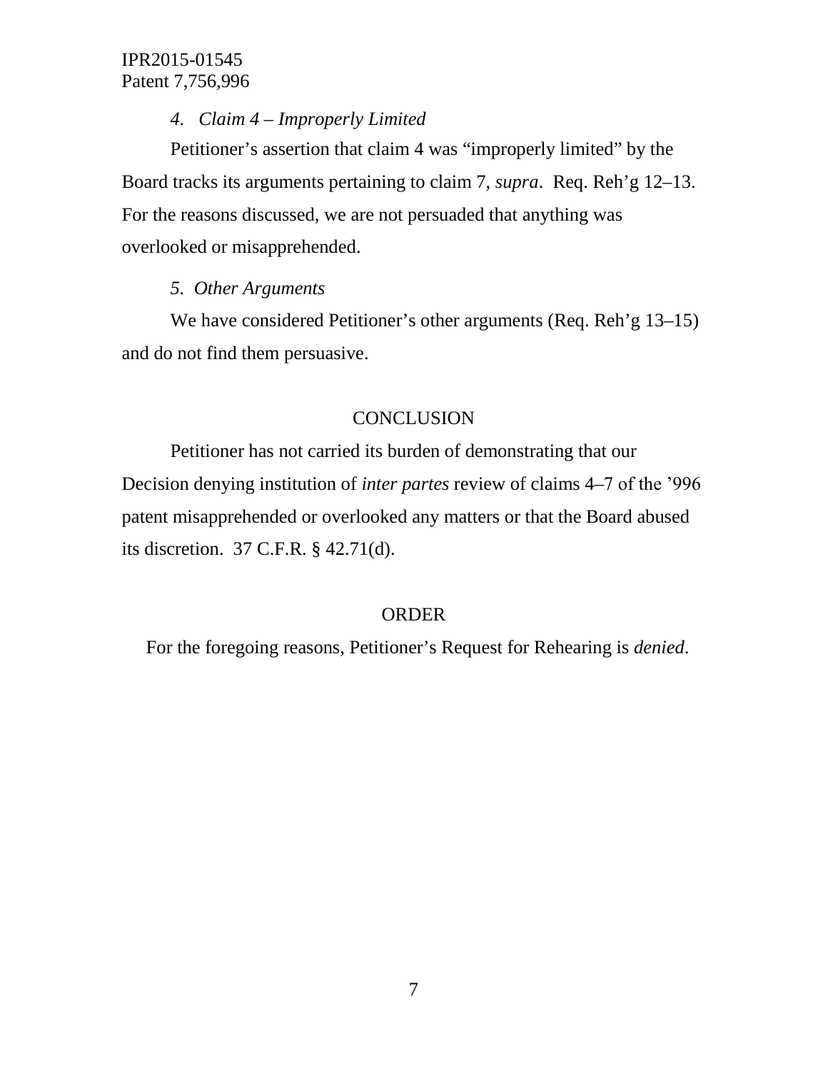*4. Claim 4 – Improperly Limited*

Petitioner's assertion that claim 4 was "improperly limited" by the Board tracks its arguments pertaining to claim 7, *supra*. Req. Reh'g 12–13. For the reasons discussed, we are not persuaded that anything was overlooked or misapprehended.

*5. Other Arguments*

We have considered Petitioner's other arguments (Req. Reh'g 13–15) and do not find them persuasive.

## CONCLUSION

Petitioner has not carried its burden of demonstrating that our Decision denying institution of *inter partes* review of claims 4–7 of the '996 patent misapprehended or overlooked any matters or that the Board abused its discretion. 37 C.F.R. § 42.71(d).

## ORDER

For the foregoing reasons, Petitioner's Request for Rehearing is *denied*.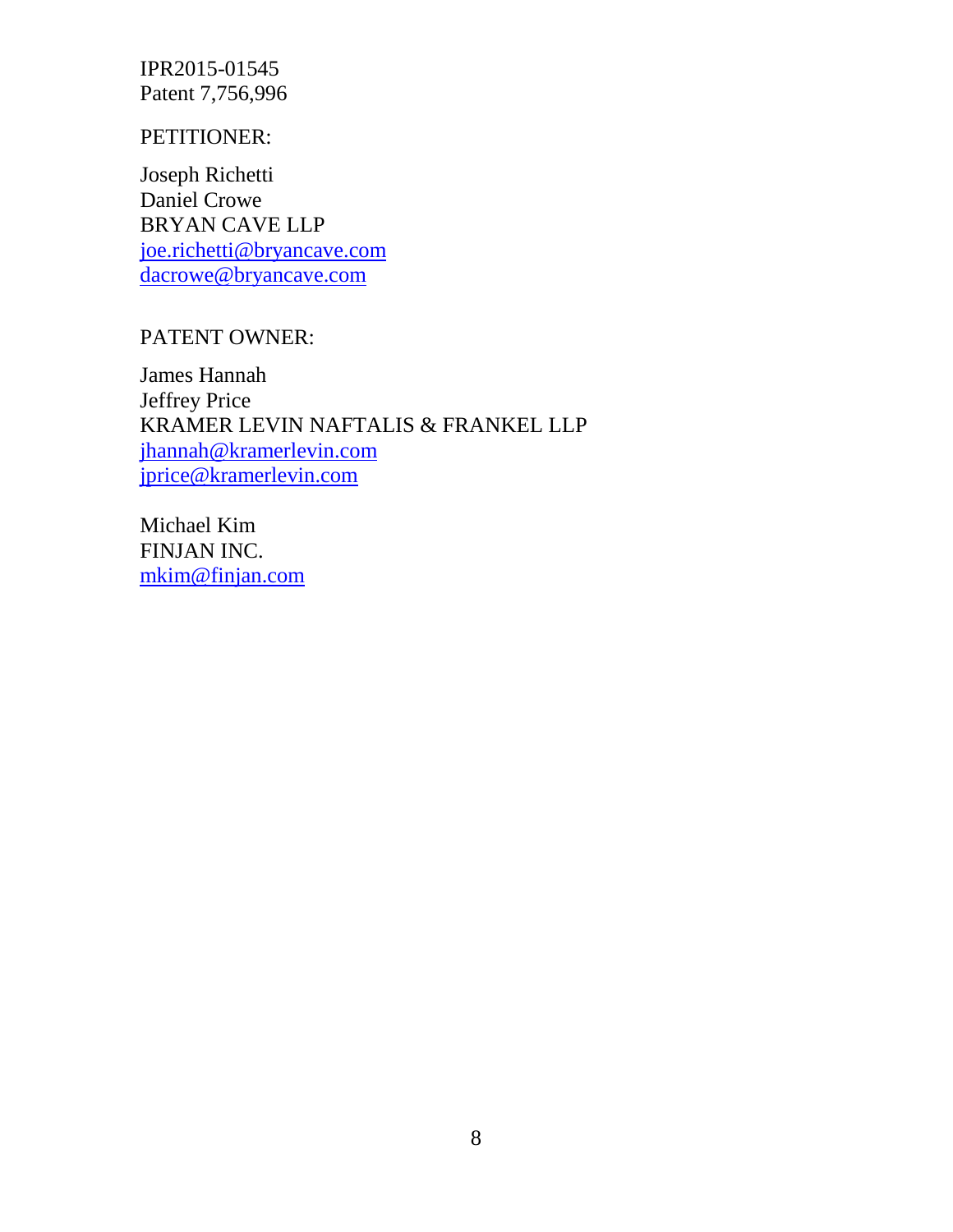IPR2015-01545
Patent 7,756,996

PETITIONER:

Joseph Richetti
Daniel Crowe
BRYAN CAVE LLP
joe.richetti@bryancave.com
dacrowe@bryancave.com

PATENT OWNER:

James Hannah
Jeffrey Price
KRAMER LEVIN NAFTALIS & FRANKEL LLP
jhannah@kramerlevin.com
jprice@kramerlevin.com

Michael Kim
FINJAN INC.
mkim@finjan.com